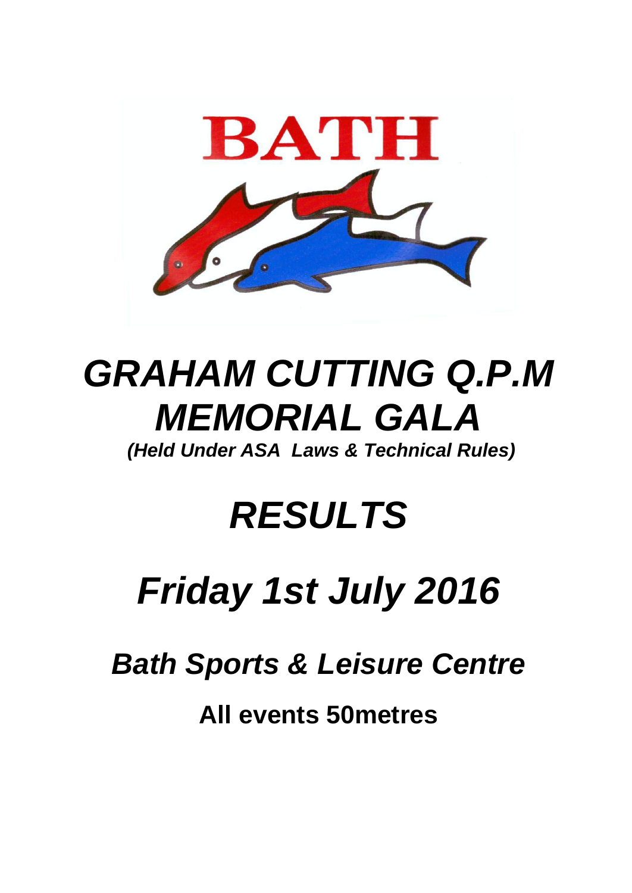BATH

# *GRAHAM CUTTING Q.P.M MEMORIAL GALA*

***(Held Under ASA Laws & Technical Rules)***

# *RESULTS*

# *Friday 1st July 2016*

## *Bath Sports & Leisure Centre*

**All events 50metres**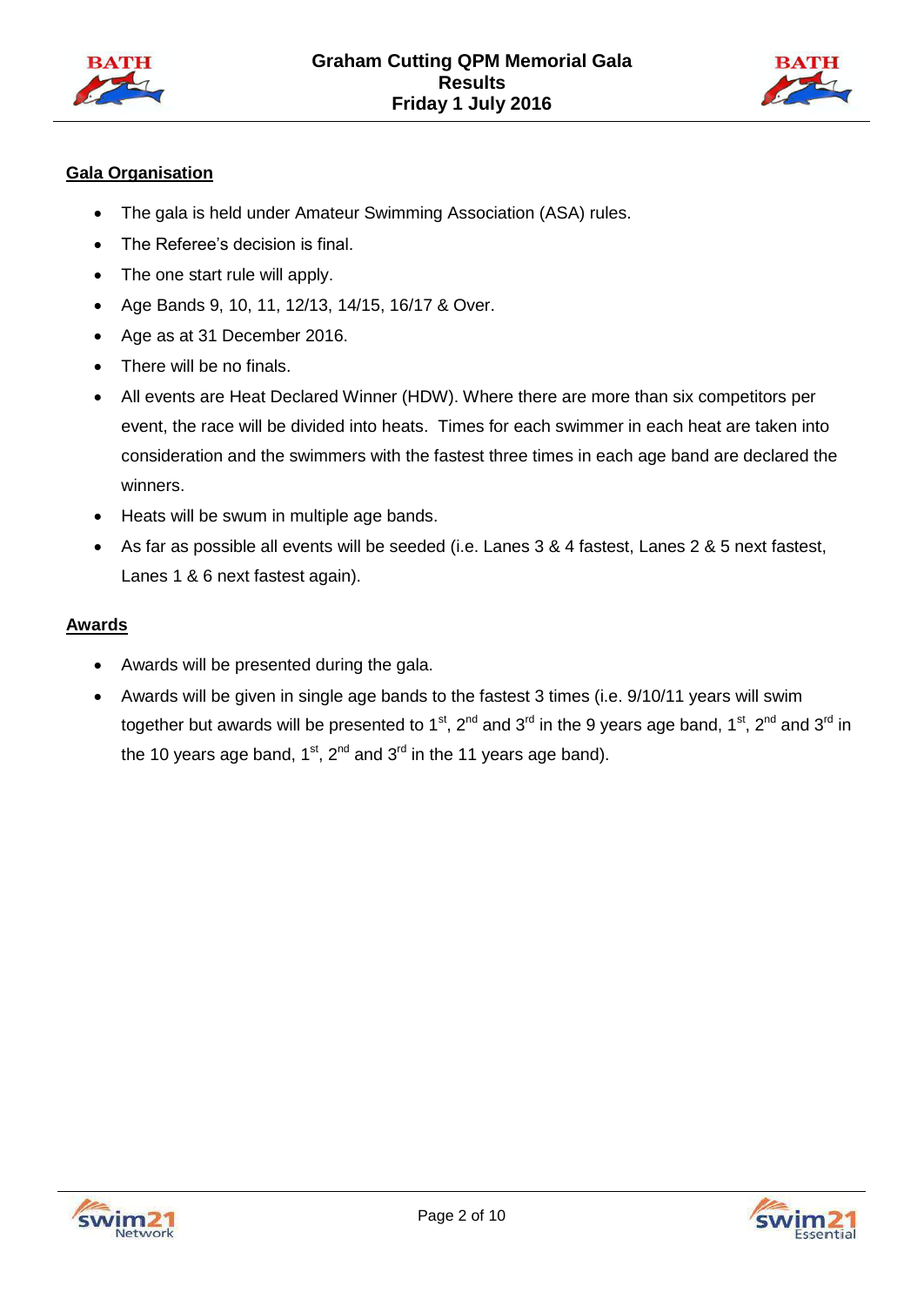## Gala Organisation

- The gala is held under Amateur Swimming Association (ASA) rules.
- The Referee's decision is final.
- The one start rule will apply.
- Age Bands 9, 10, 11, 12/13, 14/15, 16/17 & Over.
- Age as at 31 December 2016.
- There will be no finals.
- All events are Heat Declared Winner (HDW). Where there are more than six competitors per event, the race will be divided into heats. Times for each swimmer in each heat are taken into consideration and the swimmers with the fastest three times in each age band are declared the winners.
- Heats will be swum in multiple age bands.
- As far as possible all events will be seeded (i.e. Lanes 3 & 4 fastest, Lanes 2 & 5 next fastest, Lanes 1 & 6 next fastest again).

## Awards

- Awards will be presented during the gala.
- Awards will be given in single age bands to the fastest 3 times (i.e. 9/10/11 years will swim together but awards will be presented to 1st, 2nd and 3rd in the 9 years age band, 1st, 2nd and 3rd in the 10 years age band, 1st, 2nd and 3rd in the 11 years age band).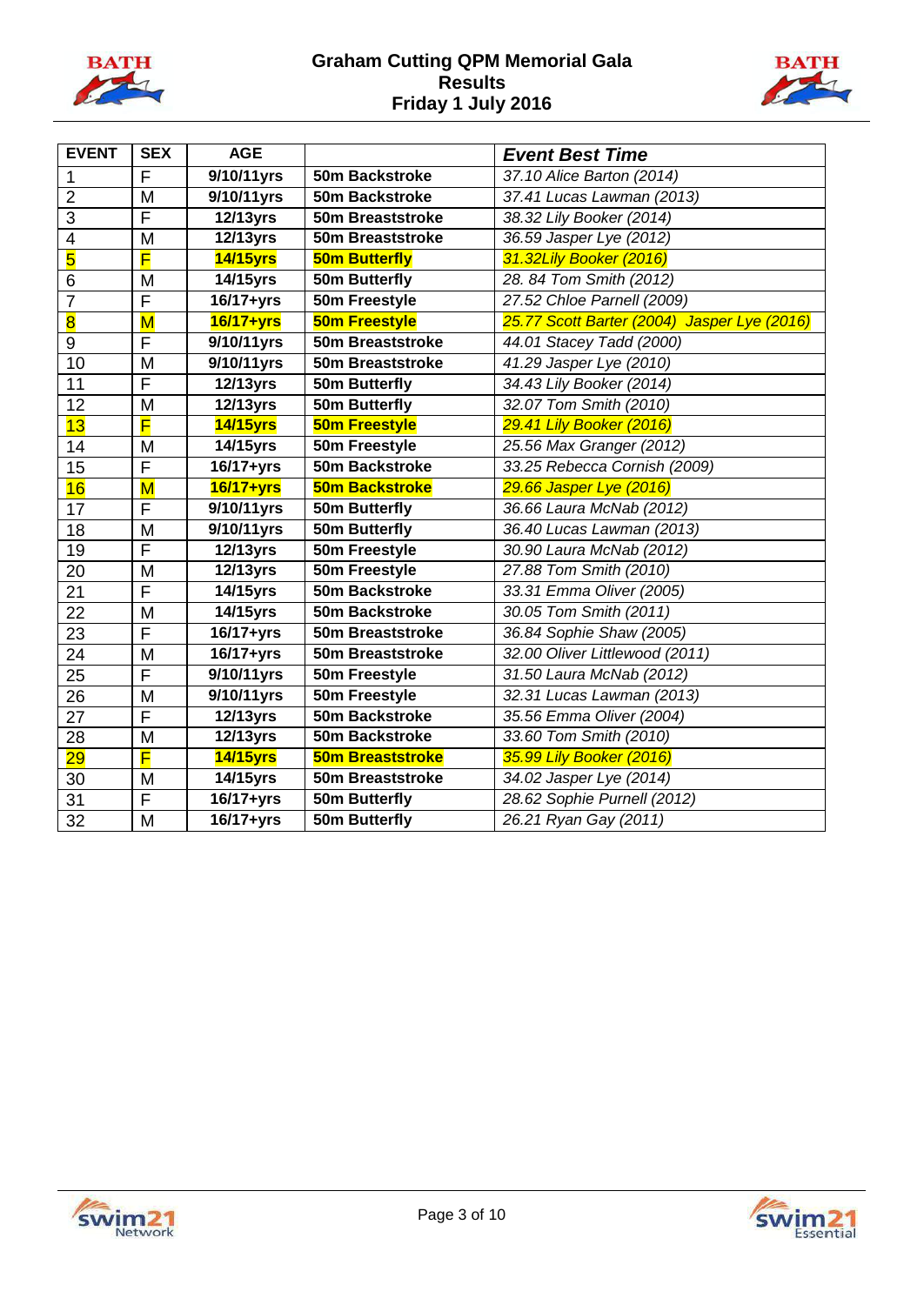# Graham Cutting QPM Memorial Gala

## Results

## Friday 1 July 2016

| EVENT | SEX | AGE | | *Event Best Time* |
|---|---|---|---|---|
| 1 | F | 9/10/11yrs | 50m Backstroke | *37.10 Alice Barton (2014)* |
| 2 | M | 9/10/11yrs | 50m Backstroke | *37.41 Lucas Lawman (2013)* |
| 3 | F | 12/13yrs | 50m Breaststroke | *38.32 Lily Booker (2014)* |
| 4 | M | 12/13yrs | 50m Breaststroke | *36.59 Jasper Lye (2012)* |
| 5 | F | 14/15yrs | 50m Butterfly | *31.32Lily Booker (2016)* |
| 6 | M | 14/15yrs | 50m Butterfly | *28. 84 Tom Smith (2012)* |
| 7 | F | 16/17+yrs | 50m Freestyle | *27.52 Chloe Parnell (2009)* |
| 8 | M | 16/17+yrs | 50m Freestyle | *25.77 Scott Barter (2004) Jasper Lye (2016)* |
| 9 | F | 9/10/11yrs | 50m Breaststroke | *44.01 Stacey Tadd (2000)* |
| 10 | M | 9/10/11yrs | 50m Breaststroke | *41.29 Jasper Lye (2010)* |
| 11 | F | 12/13yrs | 50m Butterfly | *34.43 Lily Booker (2014)* |
| 12 | M | 12/13yrs | 50m Butterfly | *32.07 Tom Smith (2010)* |
| 13 | F | 14/15yrs | 50m Freestyle | *29.41 Lily Booker (2016)* |
| 14 | M | 14/15yrs | 50m Freestyle | *25.56 Max Granger (2012)* |
| 15 | F | 16/17+yrs | 50m Backstroke | *33.25 Rebecca Cornish (2009)* |
| 16 | M | 16/17+yrs | 50m Backstroke | *29.66 Jasper Lye (2016)* |
| 17 | F | 9/10/11yrs | 50m Butterfly | *36.66 Laura McNab (2012)* |
| 18 | M | 9/10/11yrs | 50m Butterfly | *36.40 Lucas Lawman (2013)* |
| 19 | F | 12/13yrs | 50m Freestyle | *30.90 Laura McNab (2012)* |
| 20 | M | 12/13yrs | 50m Freestyle | *27.88 Tom Smith (2010)* |
| 21 | F | 14/15yrs | 50m Backstroke | *33.31 Emma Oliver (2005)* |
| 22 | M | 14/15yrs | 50m Backstroke | *30.05 Tom Smith (2011)* |
| 23 | F | 16/17+yrs | 50m Breaststroke | *36.84 Sophie Shaw (2005)* |
| 24 | M | 16/17+yrs | 50m Breaststroke | *32.00 Oliver Littlewood (2011)* |
| 25 | F | 9/10/11yrs | 50m Freestyle | *31.50 Laura McNab (2012)* |
| 26 | M | 9/10/11yrs | 50m Freestyle | *32.31 Lucas Lawman (2013)* |
| 27 | F | 12/13yrs | 50m Backstroke | *35.56 Emma Oliver (2004)* |
| 28 | M | 12/13yrs | 50m Backstroke | *33.60 Tom Smith (2010)* |
| 29 | F | 14/15yrs | 50m Breaststroke | *35.99 Lily Booker (2016)* |
| 30 | M | 14/15yrs | 50m Breaststroke | *34.02 Jasper Lye (2014)* |
| 31 | F | 16/17+yrs | 50m Butterfly | *28.62 Sophie Purnell (2012)* |
| 32 | M | 16/17+yrs | 50m Butterfly | *26.21 Ryan Gay (2011)* |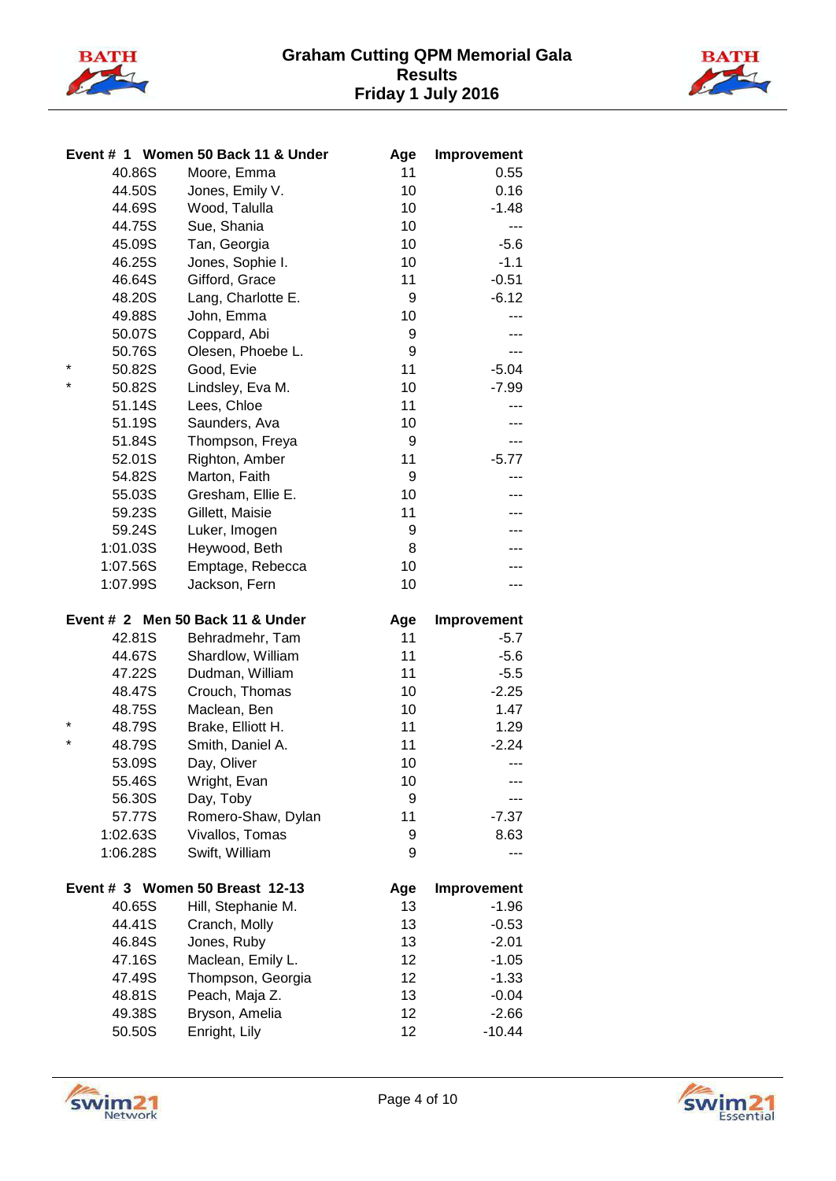# Graham Cutting QPM Memorial Gala
## Results
### Friday 1 July 2016

| Event # 1 Women 50 Back 11 & Under | | | Age | Improvement |
|---|---|---|---|---|
| | 40.86S | Moore, Emma | 11 | 0.55 |
| | 44.50S | Jones, Emily V. | 10 | 0.16 |
| | 44.69S | Wood, Talulla | 10 | -1.48 |
| | 44.75S | Sue, Shania | 10 | --- |
| | 45.09S | Tan, Georgia | 10 | -5.6 |
| | 46.25S | Jones, Sophie I. | 10 | -1.1 |
| | 46.64S | Gifford, Grace | 11 | -0.51 |
| | 48.20S | Lang, Charlotte E. | 9 | -6.12 |
| | 49.88S | John, Emma | 10 | --- |
| | 50.07S | Coppard, Abi | 9 | --- |
| | 50.76S | Olesen, Phoebe L. | 9 | --- |
| * | 50.82S | Good, Evie | 11 | -5.04 |
| * | 50.82S | Lindsley, Eva M. | 10 | -7.99 |
| | 51.14S | Lees, Chloe | 11 | --- |
| | 51.19S | Saunders, Ava | 10 | --- |
| | 51.84S | Thompson, Freya | 9 | --- |
| | 52.01S | Righton, Amber | 11 | -5.77 |
| | 54.82S | Marton, Faith | 9 | --- |
| | 55.03S | Gresham, Ellie E. | 10 | --- |
| | 59.23S | Gillett, Maisie | 11 | --- |
| | 59.24S | Luker, Imogen | 9 | --- |
| | 1:01.03S | Heywood, Beth | 8 | --- |
| | 1:07.56S | Emptage, Rebecca | 10 | --- |
| | 1:07.99S | Jackson, Fern | 10 | --- |

| Event # 2 Men 50 Back 11 & Under | | | Age | Improvement |
|---|---|---|---|---|
| | 42.81S | Behradmehr, Tam | 11 | -5.7 |
| | 44.67S | Shardlow, William | 11 | -5.6 |
| | 47.22S | Dudman, William | 11 | -5.5 |
| | 48.47S | Crouch, Thomas | 10 | -2.25 |
| | 48.75S | Maclean, Ben | 10 | 1.47 |
| * | 48.79S | Brake, Elliott H. | 11 | 1.29 |
| * | 48.79S | Smith, Daniel A. | 11 | -2.24 |
| | 53.09S | Day, Oliver | 10 | --- |
| | 55.46S | Wright, Evan | 10 | --- |
| | 56.30S | Day, Toby | 9 | --- |
| | 57.77S | Romero-Shaw, Dylan | 11 | -7.37 |
| | 1:02.63S | Vivallos, Tomas | 9 | 8.63 |
| | 1:06.28S | Swift, William | 9 | --- |

| Event # 3 Women 50 Breast 12-13 | | | Age | Improvement |
|---|---|---|---|---|
| | 40.65S | Hill, Stephanie M. | 13 | -1.96 |
| | 44.41S | Cranch, Molly | 13 | -0.53 |
| | 46.84S | Jones, Ruby | 13 | -2.01 |
| | 47.16S | Maclean, Emily L. | 12 | -1.05 |
| | 47.49S | Thompson, Georgia | 12 | -1.33 |
| | 48.81S | Peach, Maja Z. | 13 | -0.04 |
| | 49.38S | Bryson, Amelia | 12 | -2.66 |
| | 50.50S | Enright, Lily | 12 | -10.44 |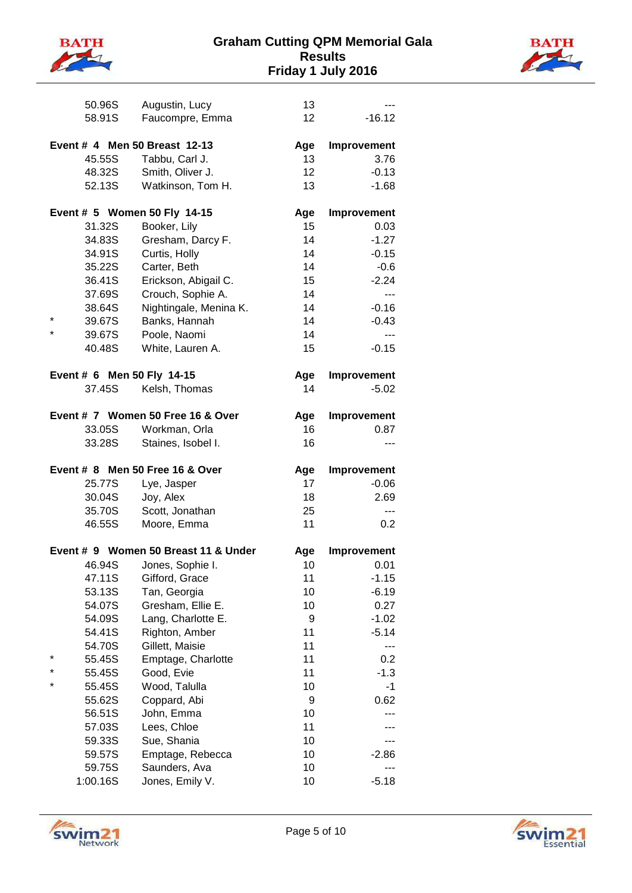| | Time | Name | Age | Improvement |
|---|---|---|---|---|
| | 50.96S | Augustin, Lucy | 13 | --- |
| | 58.91S | Faucompre, Emma | 12 | -16.12 |

**Event # 4 Men 50 Breast 12-13**

| | Time | Name | Age | Improvement |
|---|---|---|---|---|
| | 45.55S | Tabbu, Carl J. | 13 | 3.76 |
| | 48.32S | Smith, Oliver J. | 12 | -0.13 |
| | 52.13S | Watkinson, Tom H. | 13 | -1.68 |

**Event # 5 Women 50 Fly 14-15**

| | Time | Name | Age | Improvement |
|---|---|---|---|---|
| | 31.32S | Booker, Lily | 15 | 0.03 |
| | 34.83S | Gresham, Darcy F. | 14 | -1.27 |
| | 34.91S | Curtis, Holly | 14 | -0.15 |
| | 35.22S | Carter, Beth | 14 | -0.6 |
| | 36.41S | Erickson, Abigail C. | 15 | -2.24 |
| | 37.69S | Crouch, Sophie A. | 14 | --- |
| | 38.64S | Nightingale, Menina K. | 14 | -0.16 |
| * | 39.67S | Banks, Hannah | 14 | -0.43 |
| * | 39.67S | Poole, Naomi | 14 | --- |
| | 40.48S | White, Lauren A. | 15 | -0.15 |

**Event # 6 Men 50 Fly 14-15**

| | Time | Name | Age | Improvement |
|---|---|---|---|---|
| | 37.45S | Kelsh, Thomas | 14 | -5.02 |

**Event # 7 Women 50 Free 16 & Over**

| | Time | Name | Age | Improvement |
|---|---|---|---|---|
| | 33.05S | Workman, Orla | 16 | 0.87 |
| | 33.28S | Staines, Isobel I. | 16 | --- |

**Event # 8 Men 50 Free 16 & Over**

| | Time | Name | Age | Improvement |
|---|---|---|---|---|
| | 25.77S | Lye, Jasper | 17 | -0.06 |
| | 30.04S | Joy, Alex | 18 | 2.69 |
| | 35.70S | Scott, Jonathan | 25 | --- |
| | 46.55S | Moore, Emma | 11 | 0.2 |

**Event # 9 Women 50 Breast 11 & Under**

| | Time | Name | Age | Improvement |
|---|---|---|---|---|
| | 46.94S | Jones, Sophie I. | 10 | 0.01 |
| | 47.11S | Gifford, Grace | 11 | -1.15 |
| | 53.13S | Tan, Georgia | 10 | -6.19 |
| | 54.07S | Gresham, Ellie E. | 10 | 0.27 |
| | 54.09S | Lang, Charlotte E. | 9 | -1.02 |
| | 54.41S | Righton, Amber | 11 | -5.14 |
| | 54.70S | Gillett, Maisie | 11 | --- |
| * | 55.45S | Emptage, Charlotte | 11 | 0.2 |
| * | 55.45S | Good, Evie | 11 | -1.3 |
| * | 55.45S | Wood, Talulla | 10 | -1 |
| | 55.62S | Coppard, Abi | 9 | 0.62 |
| | 56.51S | John, Emma | 10 | --- |
| | 57.03S | Lees, Chloe | 11 | --- |
| | 59.33S | Sue, Shania | 10 | --- |
| | 59.57S | Emptage, Rebecca | 10 | -2.86 |
| | 59.75S | Saunders, Ava | 10 | --- |
| | 1:00.16S | Jones, Emily V. | 10 | -5.18 |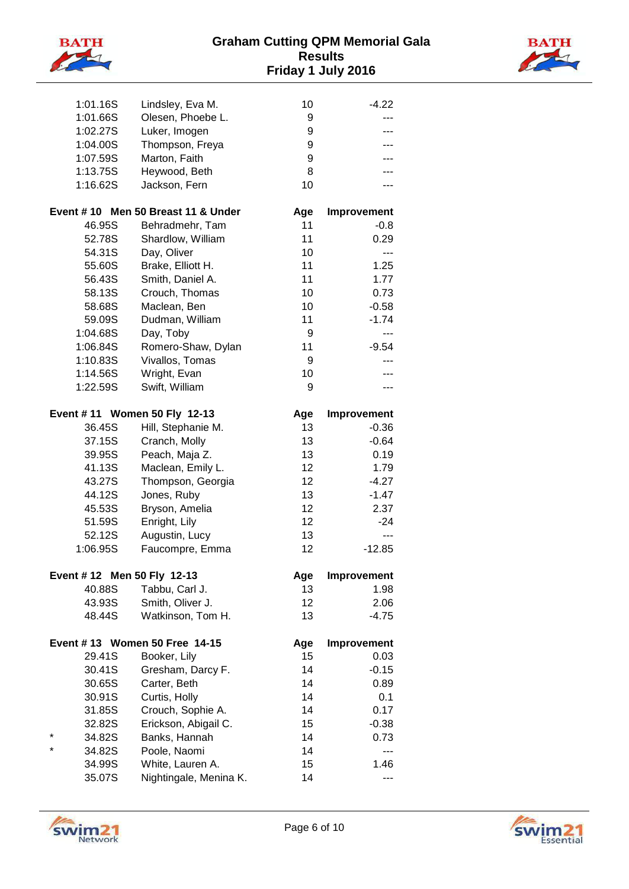| | Time | Name | Age | Improvement |
|---|---|---|---|---|
| | 1:01.16S | Lindsley, Eva M. | 10 | -4.22 |
| | 1:01.66S | Olesen, Phoebe L. | 9 | --- |
| | 1:02.27S | Luker, Imogen | 9 | --- |
| | 1:04.00S | Thompson, Freya | 9 | --- |
| | 1:07.59S | Marton, Faith | 9 | --- |
| | 1:13.75S | Heywood, Beth | 8 | --- |
| | 1:16.62S | Jackson, Fern | 10 | --- |

**Event # 10 Men 50 Breast 11 & Under**

| | Time | Name | Age | Improvement |
|---|---|---|---|---|
| | 46.95S | Behradmehr, Tam | 11 | -0.8 |
| | 52.78S | Shardlow, William | 11 | 0.29 |
| | 54.31S | Day, Oliver | 10 | --- |
| | 55.60S | Brake, Elliott H. | 11 | 1.25 |
| | 56.43S | Smith, Daniel A. | 11 | 1.77 |
| | 58.13S | Crouch, Thomas | 10 | 0.73 |
| | 58.68S | Maclean, Ben | 10 | -0.58 |
| | 59.09S | Dudman, William | 11 | -1.74 |
| | 1:04.68S | Day, Toby | 9 | --- |
| | 1:06.84S | Romero-Shaw, Dylan | 11 | -9.54 |
| | 1:10.83S | Vivallos, Tomas | 9 | --- |
| | 1:14.56S | Wright, Evan | 10 | --- |
| | 1:22.59S | Swift, William | 9 | --- |

**Event # 11 Women 50 Fly 12-13**

| | Time | Name | Age | Improvement |
|---|---|---|---|---|
| | 36.45S | Hill, Stephanie M. | 13 | -0.36 |
| | 37.15S | Cranch, Molly | 13 | -0.64 |
| | 39.95S | Peach, Maja Z. | 13 | 0.19 |
| | 41.13S | Maclean, Emily L. | 12 | 1.79 |
| | 43.27S | Thompson, Georgia | 12 | -4.27 |
| | 44.12S | Jones, Ruby | 13 | -1.47 |
| | 45.53S | Bryson, Amelia | 12 | 2.37 |
| | 51.59S | Enright, Lily | 12 | -24 |
| | 52.12S | Augustin, Lucy | 13 | --- |
| | 1:06.95S | Faucompre, Emma | 12 | -12.85 |

**Event # 12 Men 50 Fly 12-13**

| | Time | Name | Age | Improvement |
|---|---|---|---|---|
| | 40.88S | Tabbu, Carl J. | 13 | 1.98 |
| | 43.93S | Smith, Oliver J. | 12 | 2.06 |
| | 48.44S | Watkinson, Tom H. | 13 | -4.75 |

**Event # 13 Women 50 Free 14-15**

| | Time | Name | Age | Improvement |
|---|---|---|---|---|
| | 29.41S | Booker, Lily | 15 | 0.03 |
| | 30.41S | Gresham, Darcy F. | 14 | -0.15 |
| | 30.65S | Carter, Beth | 14 | 0.89 |
| | 30.91S | Curtis, Holly | 14 | 0.1 |
| | 31.85S | Crouch, Sophie A. | 14 | 0.17 |
| | 32.82S | Erickson, Abigail C. | 15 | -0.38 |
| * | 34.82S | Banks, Hannah | 14 | 0.73 |
| * | 34.82S | Poole, Naomi | 14 | --- |
| | 34.99S | White, Lauren A. | 15 | 1.46 |
| | 35.07S | Nightingale, Menina K. | 14 | --- |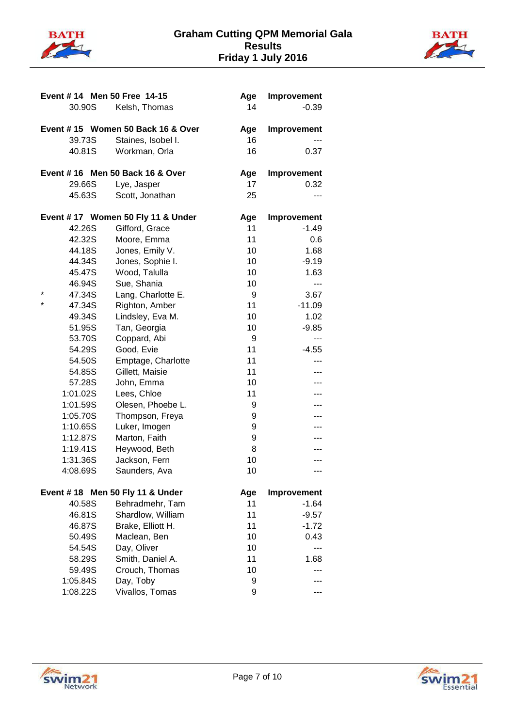# Graham Cutting QPM Memorial Gala
## Results
## Friday 1 July 2016

### Event # 14 Men 50 Free 14-15

| | Time | Name | Age | Improvement |
|---|---|---|---|---|
| | 30.90S | Kelsh, Thomas | 14 | -0.39 |

### Event # 15 Women 50 Back 16 & Over

| | Time | Name | Age | Improvement |
|---|---|---|---|---|
| | 39.73S | Staines, Isobel I. | 16 | --- |
| | 40.81S | Workman, Orla | 16 | 0.37 |

### Event # 16 Men 50 Back 16 & Over

| | Time | Name | Age | Improvement |
|---|---|---|---|---|
| | 29.66S | Lye, Jasper | 17 | 0.32 |
| | 45.63S | Scott, Jonathan | 25 | --- |

### Event # 17 Women 50 Fly 11 & Under

| | Time | Name | Age | Improvement |
|---|---|---|---|---|
| | 42.26S | Gifford, Grace | 11 | -1.49 |
| | 42.32S | Moore, Emma | 11 | 0.6 |
| | 44.18S | Jones, Emily V. | 10 | 1.68 |
| | 44.34S | Jones, Sophie I. | 10 | -9.19 |
| | 45.47S | Wood, Talulla | 10 | 1.63 |
| | 46.94S | Sue, Shania | 10 | --- |
| * | 47.34S | Lang, Charlotte E. | 9 | 3.67 |
| * | 47.34S | Righton, Amber | 11 | -11.09 |
| | 49.34S | Lindsley, Eva M. | 10 | 1.02 |
| | 51.95S | Tan, Georgia | 10 | -9.85 |
| | 53.70S | Coppard, Abi | 9 | --- |
| | 54.29S | Good, Evie | 11 | -4.55 |
| | 54.50S | Emptage, Charlotte | 11 | --- |
| | 54.85S | Gillett, Maisie | 11 | --- |
| | 57.28S | John, Emma | 10 | --- |
| | 1:01.02S | Lees, Chloe | 11 | --- |
| | 1:01.59S | Olesen, Phoebe L. | 9 | --- |
| | 1:05.70S | Thompson, Freya | 9 | --- |
| | 1:10.65S | Luker, Imogen | 9 | --- |
| | 1:12.87S | Marton, Faith | 9 | --- |
| | 1:19.41S | Heywood, Beth | 8 | --- |
| | 1:31.36S | Jackson, Fern | 10 | --- |
| | 4:08.69S | Saunders, Ava | 10 | --- |

### Event # 18 Men 50 Fly 11 & Under

| | Time | Name | Age | Improvement |
|---|---|---|---|---|
| | 40.58S | Behradmehr, Tam | 11 | -1.64 |
| | 46.81S | Shardlow, William | 11 | -9.57 |
| | 46.87S | Brake, Elliott H. | 11 | -1.72 |
| | 50.49S | Maclean, Ben | 10 | 0.43 |
| | 54.54S | Day, Oliver | 10 | --- |
| | 58.29S | Smith, Daniel A. | 11 | 1.68 |
| | 59.49S | Crouch, Thomas | 10 | --- |
| | 1:05.84S | Day, Toby | 9 | --- |
| | 1:08.22S | Vivallos, Tomas | 9 | --- |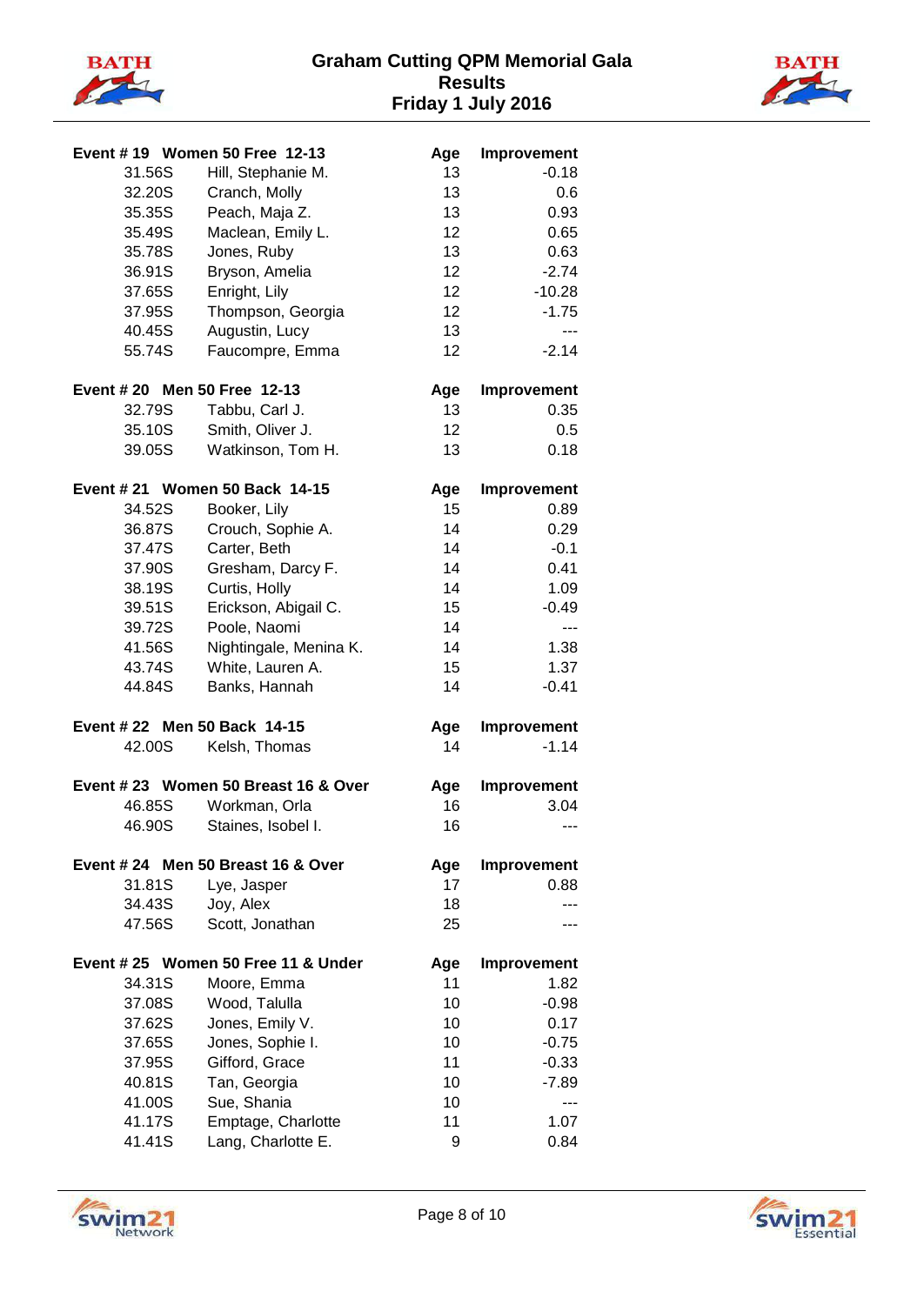# Graham Cutting QPM Memorial Gala
## Results
### Friday 1 July 2016

**Event # 19 Women 50 Free 12-13**

| Time | Name | Age | Improvement |
|---|---|---|---|
| 31.56S | Hill, Stephanie M. | 13 | -0.18 |
| 32.20S | Cranch, Molly | 13 | 0.6 |
| 35.35S | Peach, Maja Z. | 13 | 0.93 |
| 35.49S | Maclean, Emily L. | 12 | 0.65 |
| 35.78S | Jones, Ruby | 13 | 0.63 |
| 36.91S | Bryson, Amelia | 12 | -2.74 |
| 37.65S | Enright, Lily | 12 | -10.28 |
| 37.95S | Thompson, Georgia | 12 | -1.75 |
| 40.45S | Augustin, Lucy | 13 | --- |
| 55.74S | Faucompre, Emma | 12 | -2.14 |

**Event # 20 Men 50 Free 12-13**

| Time | Name | Age | Improvement |
|---|---|---|---|
| 32.79S | Tabbu, Carl J. | 13 | 0.35 |
| 35.10S | Smith, Oliver J. | 12 | 0.5 |
| 39.05S | Watkinson, Tom H. | 13 | 0.18 |

**Event # 21 Women 50 Back 14-15**

| Time | Name | Age | Improvement |
|---|---|---|---|
| 34.52S | Booker, Lily | 15 | 0.89 |
| 36.87S | Crouch, Sophie A. | 14 | 0.29 |
| 37.47S | Carter, Beth | 14 | -0.1 |
| 37.90S | Gresham, Darcy F. | 14 | 0.41 |
| 38.19S | Curtis, Holly | 14 | 1.09 |
| 39.51S | Erickson, Abigail C. | 15 | -0.49 |
| 39.72S | Poole, Naomi | 14 | --- |
| 41.56S | Nightingale, Menina K. | 14 | 1.38 |
| 43.74S | White, Lauren A. | 15 | 1.37 |
| 44.84S | Banks, Hannah | 14 | -0.41 |

**Event # 22 Men 50 Back 14-15**

| Time | Name | Age | Improvement |
|---|---|---|---|
| 42.00S | Kelsh, Thomas | 14 | -1.14 |

**Event # 23 Women 50 Breast 16 & Over**

| Time | Name | Age | Improvement |
|---|---|---|---|
| 46.85S | Workman, Orla | 16 | 3.04 |
| 46.90S | Staines, Isobel I. | 16 | --- |

**Event # 24 Men 50 Breast 16 & Over**

| Time | Name | Age | Improvement |
|---|---|---|---|
| 31.81S | Lye, Jasper | 17 | 0.88 |
| 34.43S | Joy, Alex | 18 | --- |
| 47.56S | Scott, Jonathan | 25 | --- |

**Event # 25 Women 50 Free 11 & Under**

| Time | Name | Age | Improvement |
|---|---|---|---|
| 34.31S | Moore, Emma | 11 | 1.82 |
| 37.08S | Wood, Talulla | 10 | -0.98 |
| 37.62S | Jones, Emily V. | 10 | 0.17 |
| 37.65S | Jones, Sophie I. | 10 | -0.75 |
| 37.95S | Gifford, Grace | 11 | -0.33 |
| 40.81S | Tan, Georgia | 10 | -7.89 |
| 41.00S | Sue, Shania | 10 | --- |
| 41.17S | Emptage, Charlotte | 11 | 1.07 |
| 41.41S | Lang, Charlotte E. | 9 | 0.84 |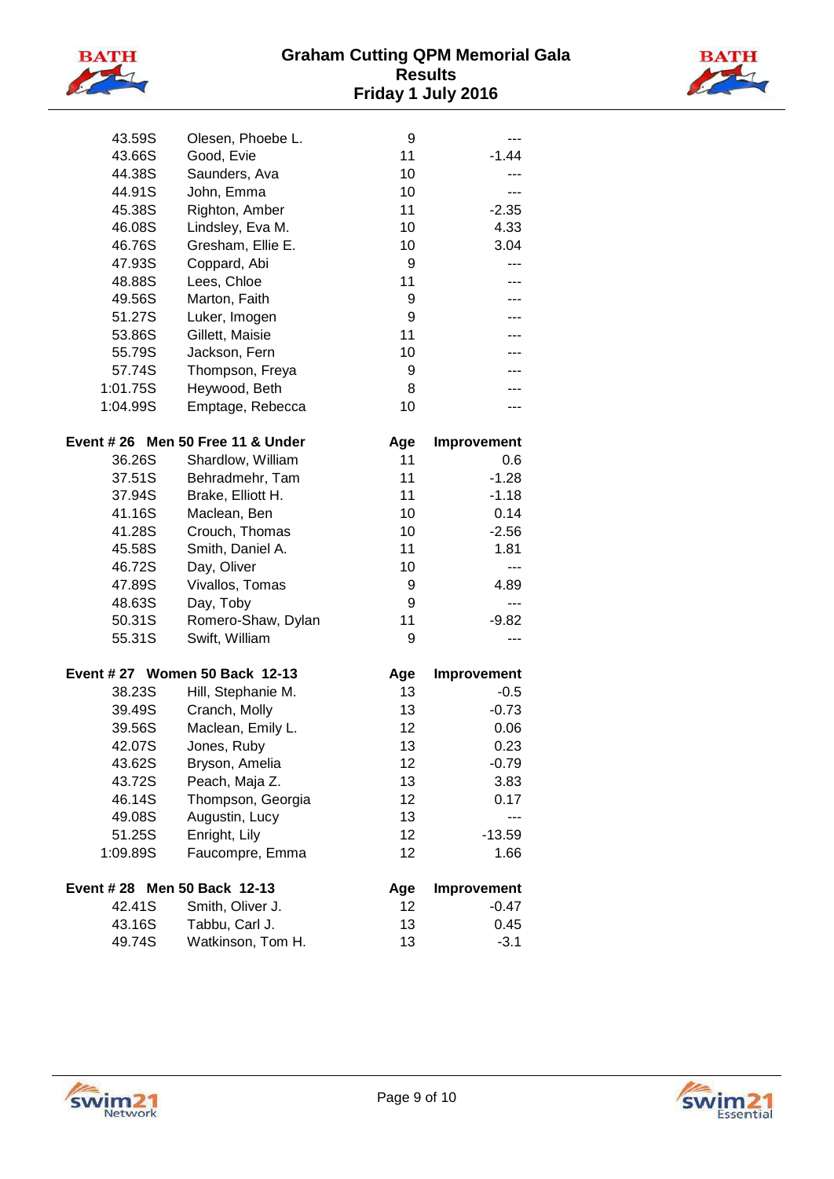| | | | |
|---|---|---|---|
| 43.59S | Olesen, Phoebe L. | 9 | --- |
| 43.66S | Good, Evie | 11 | -1.44 |
| 44.38S | Saunders, Ava | 10 | --- |
| 44.91S | John, Emma | 10 | --- |
| 45.38S | Righton, Amber | 11 | -2.35 |
| 46.08S | Lindsley, Eva M. | 10 | 4.33 |
| 46.76S | Gresham, Ellie E. | 10 | 3.04 |
| 47.93S | Coppard, Abi | 9 | --- |
| 48.88S | Lees, Chloe | 11 | --- |
| 49.56S | Marton, Faith | 9 | --- |
| 51.27S | Luker, Imogen | 9 | --- |
| 53.86S | Gillett, Maisie | 11 | --- |
| 55.79S | Jackson, Fern | 10 | --- |
| 57.74S | Thompson, Freya | 9 | --- |
| 1:01.75S | Heywood, Beth | 8 | --- |
| 1:04.99S | Emptage, Rebecca | 10 | --- |

| Event # 26 | Men 50 Free 11 & Under | Age | Improvement |
|---|---|---|---|
| 36.26S | Shardlow, William | 11 | 0.6 |
| 37.51S | Behradmehr, Tam | 11 | -1.28 |
| 37.94S | Brake, Elliott H. | 11 | -1.18 |
| 41.16S | Maclean, Ben | 10 | 0.14 |
| 41.28S | Crouch, Thomas | 10 | -2.56 |
| 45.58S | Smith, Daniel A. | 11 | 1.81 |
| 46.72S | Day, Oliver | 10 | --- |
| 47.89S | Vivallos, Tomas | 9 | 4.89 |
| 48.63S | Day, Toby | 9 | --- |
| 50.31S | Romero-Shaw, Dylan | 11 | -9.82 |
| 55.31S | Swift, William | 9 | --- |

| Event # 27 | Women 50 Back 12-13 | Age | Improvement |
|---|---|---|---|
| 38.23S | Hill, Stephanie M. | 13 | -0.5 |
| 39.49S | Cranch, Molly | 13 | -0.73 |
| 39.56S | Maclean, Emily L. | 12 | 0.06 |
| 42.07S | Jones, Ruby | 13 | 0.23 |
| 43.62S | Bryson, Amelia | 12 | -0.79 |
| 43.72S | Peach, Maja Z. | 13 | 3.83 |
| 46.14S | Thompson, Georgia | 12 | 0.17 |
| 49.08S | Augustin, Lucy | 13 | --- |
| 51.25S | Enright, Lily | 12 | -13.59 |
| 1:09.89S | Faucompre, Emma | 12 | 1.66 |

| Event # 28 | Men 50 Back 12-13 | Age | Improvement |
|---|---|---|---|
| 42.41S | Smith, Oliver J. | 12 | -0.47 |
| 43.16S | Tabbu, Carl J. | 13 | 0.45 |
| 49.74S | Watkinson, Tom H. | 13 | -3.1 |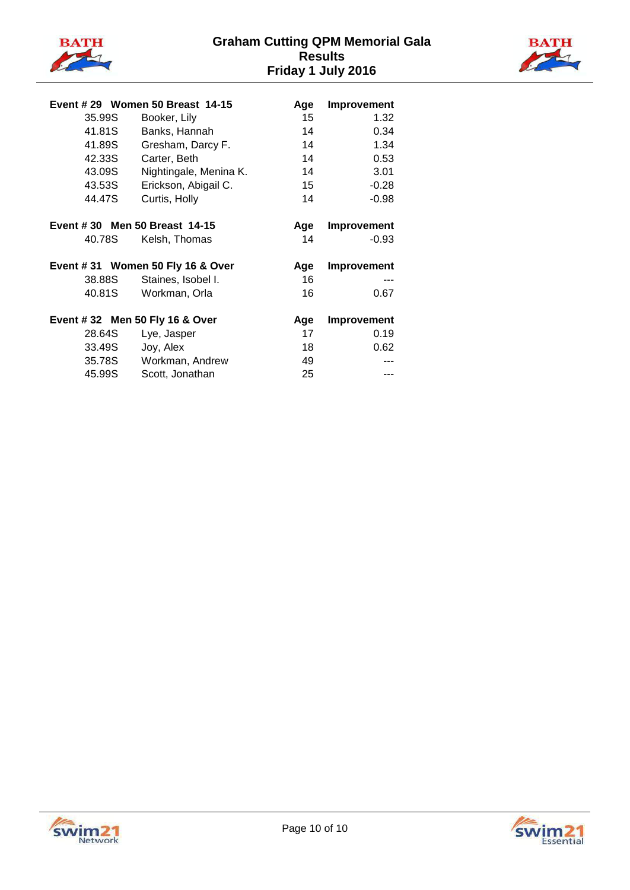# Graham Cutting QPM Memorial Gala
## Results
### Friday 1 July 2016

**Event # 29 Women 50 Breast 14-15**

| | | Age | Improvement |
|---|---|---|---|
| 35.99S | Booker, Lily | 15 | 1.32 |
| 41.81S | Banks, Hannah | 14 | 0.34 |
| 41.89S | Gresham, Darcy F. | 14 | 1.34 |
| 42.33S | Carter, Beth | 14 | 0.53 |
| 43.09S | Nightingale, Menina K. | 14 | 3.01 |
| 43.53S | Erickson, Abigail C. | 15 | -0.28 |
| 44.47S | Curtis, Holly | 14 | -0.98 |

**Event # 30 Men 50 Breast 14-15**

| | | Age | Improvement |
|---|---|---|---|
| 40.78S | Kelsh, Thomas | 14 | -0.93 |

**Event # 31 Women 50 Fly 16 & Over**

| | | Age | Improvement |
|---|---|---|---|
| 38.88S | Staines, Isobel I. | 16 | --- |
| 40.81S | Workman, Orla | 16 | 0.67 |

**Event # 32 Men 50 Fly 16 & Over**

| | | Age | Improvement |
|---|---|---|---|
| 28.64S | Lye, Jasper | 17 | 0.19 |
| 33.49S | Joy, Alex | 18 | 0.62 |
| 35.78S | Workman, Andrew | 49 | --- |
| 45.99S | Scott, Jonathan | 25 | --- |